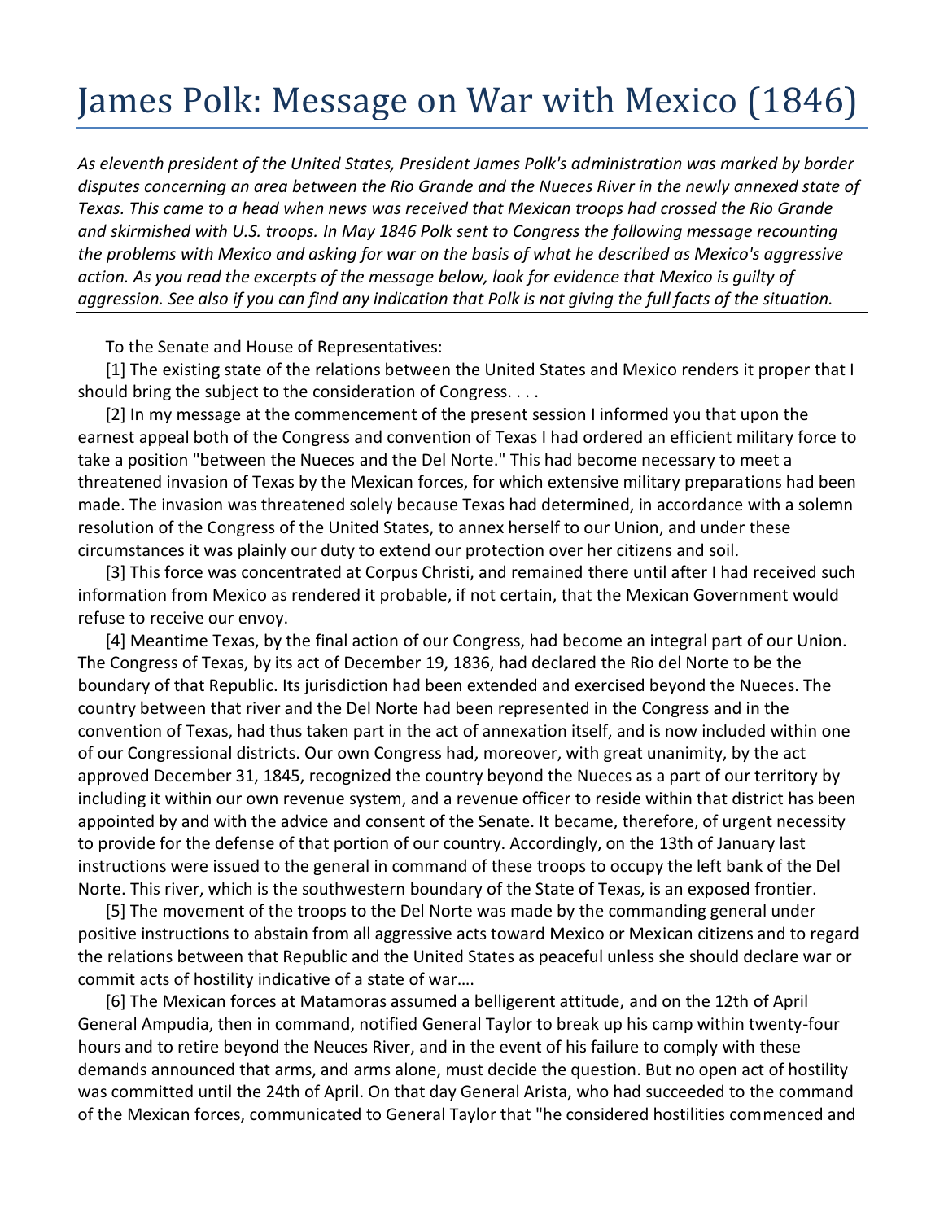# James Polk: Message on War with Mexico (1846)

*As eleventh president of the United States, President James Polk's administration was marked by border disputes concerning an area between the Rio Grande and the Nueces River in the newly annexed state of Texas. This came to a head when news was received that Mexican troops had crossed the Rio Grande and skirmished with U.S. troops. In May 1846 Polk sent to Congress the following message recounting the problems with Mexico and asking for war on the basis of what he described as Mexico's aggressive action. As you read the excerpts of the message below, look for evidence that Mexico is guilty of aggression. See also if you can find any indication that Polk is not giving the full facts of the situation.*

---

To the Senate and House of Representatives:

[1] The existing state of the relations between the United States and Mexico renders it proper that I should bring the subject to the consideration of Congress. . . .

[2] In my message at the commencement of the present session I informed you that upon the earnest appeal both of the Congress and convention of Texas I had ordered an efficient military force to take a position "between the Nueces and the Del Norte." This had become necessary to meet a threatened invasion of Texas by the Mexican forces, for which extensive military preparations had been made. The invasion was threatened solely because Texas had determined, in accordance with a solemn resolution of the Congress of the United States, to annex herself to our Union, and under these circumstances it was plainly our duty to extend our protection over her citizens and soil.

[3] This force was concentrated at Corpus Christi, and remained there until after I had received such information from Mexico as rendered it probable, if not certain, that the Mexican Government would refuse to receive our envoy.

[4] Meantime Texas, by the final action of our Congress, had become an integral part of our Union. The Congress of Texas, by its act of December 19, 1836, had declared the Rio del Norte to be the boundary of that Republic. Its jurisdiction had been extended and exercised beyond the Nueces. The country between that river and the Del Norte had been represented in the Congress and in the convention of Texas, had thus taken part in the act of annexation itself, and is now included within one of our Congressional districts. Our own Congress had, moreover, with great unanimity, by the act approved December 31, 1845, recognized the country beyond the Nueces as a part of our territory by including it within our own revenue system, and a revenue officer to reside within that district has been appointed by and with the advice and consent of the Senate. It became, therefore, of urgent necessity to provide for the defense of that portion of our country. Accordingly, on the 13th of January last instructions were issued to the general in command of these troops to occupy the left bank of the Del Norte. This river, which is the southwestern boundary of the State of Texas, is an exposed frontier.

[5] The movement of the troops to the Del Norte was made by the commanding general under positive instructions to abstain from all aggressive acts toward Mexico or Mexican citizens and to regard the relations between that Republic and the United States as peaceful unless she should declare war or commit acts of hostility indicative of a state of war….

[6] The Mexican forces at Matamoras assumed a belligerent attitude, and on the 12th of April General Ampudia, then in command, notified General Taylor to break up his camp within twenty-four hours and to retire beyond the Neuces River, and in the event of his failure to comply with these demands announced that arms, and arms alone, must decide the question. But no open act of hostility was committed until the 24th of April. On that day General Arista, who had succeeded to the command of the Mexican forces, communicated to General Taylor that "he considered hostilities commenced and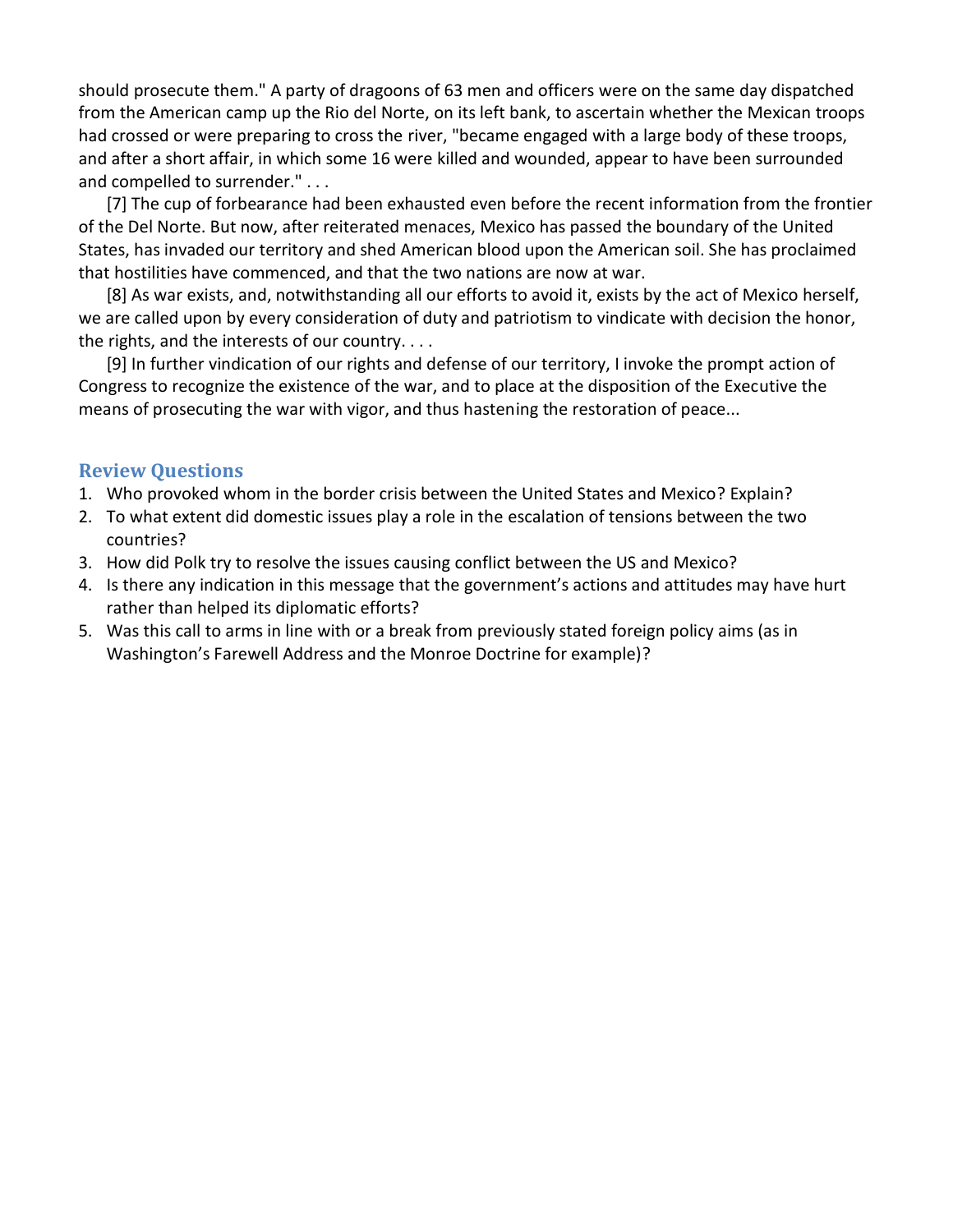should prosecute them." A party of dragoons of 63 men and officers were on the same day dispatched from the American camp up the Rio del Norte, on its left bank, to ascertain whether the Mexican troops had crossed or were preparing to cross the river, "became engaged with a large body of these troops, and after a short affair, in which some 16 were killed and wounded, appear to have been surrounded and compelled to surrender." . . .

[7] The cup of forbearance had been exhausted even before the recent information from the frontier of the Del Norte. But now, after reiterated menaces, Mexico has passed the boundary of the United States, has invaded our territory and shed American blood upon the American soil. She has proclaimed that hostilities have commenced, and that the two nations are now at war.

[8] As war exists, and, notwithstanding all our efforts to avoid it, exists by the act of Mexico herself, we are called upon by every consideration of duty and patriotism to vindicate with decision the honor, the rights, and the interests of our country. . . .

[9] In further vindication of our rights and defense of our territory, I invoke the prompt action of Congress to recognize the existence of the war, and to place at the disposition of the Executive the means of prosecuting the war with vigor, and thus hastening the restoration of peace...

## Review Questions

1. Who provoked whom in the border crisis between the United States and Mexico? Explain?
2. To what extent did domestic issues play a role in the escalation of tensions between the two countries?
3. How did Polk try to resolve the issues causing conflict between the US and Mexico?
4. Is there any indication in this message that the government's actions and attitudes may have hurt rather than helped its diplomatic efforts?
5. Was this call to arms in line with or a break from previously stated foreign policy aims (as in Washington's Farewell Address and the Monroe Doctrine for example)?